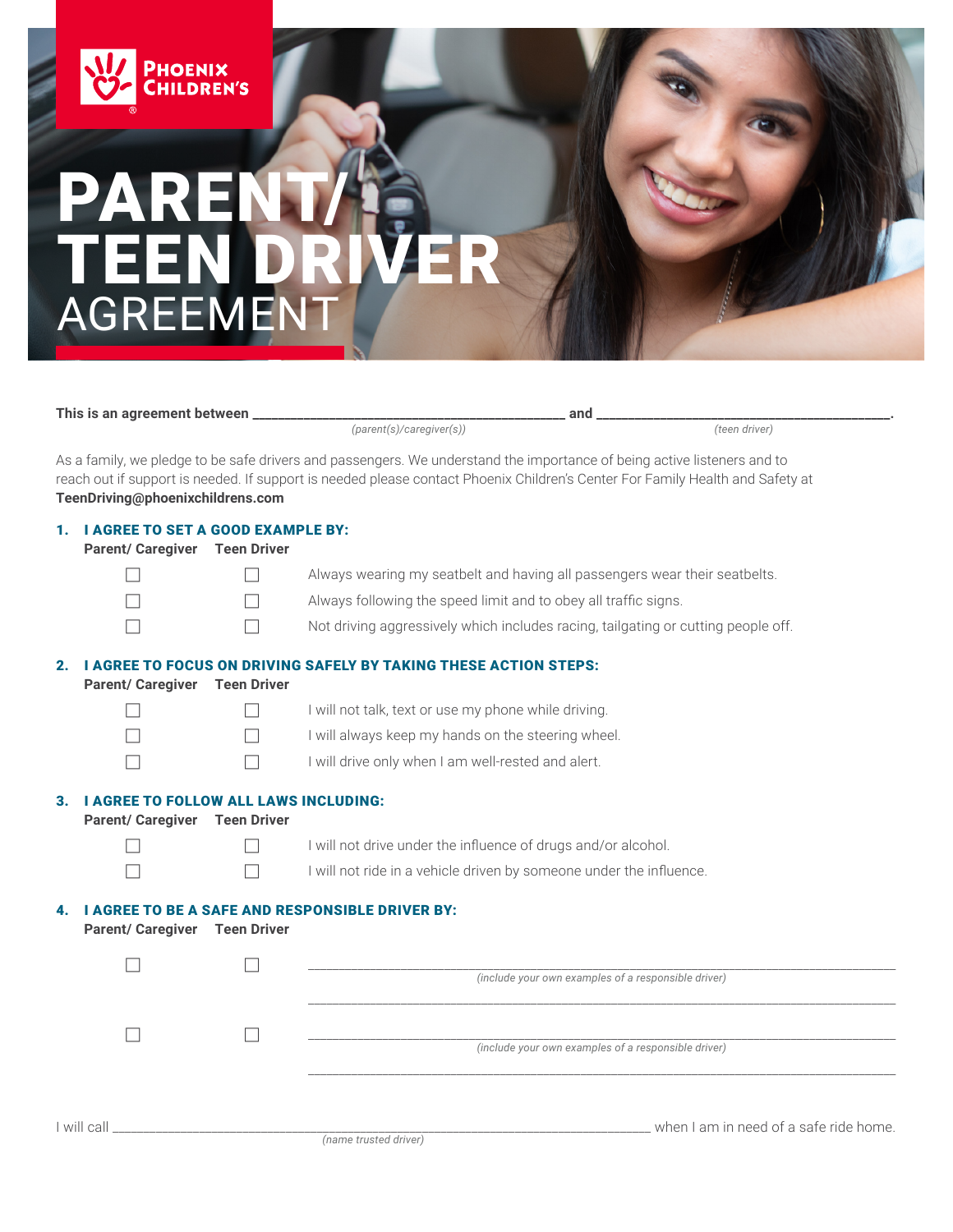PHOENIX CHILDREN'S

# PARENT/ TEEN DRIVER AGREEMENT

**This is an agreement between** ______________________________________________ **and** ______________________________________________.

*(parent(s)/caregiver(s))* *(teen driver)*

As a family, we pledge to be safe drivers and passengers. We understand the importance of being active listeners and to reach out if support is needed. If support is needed please contact Phoenix Children's Center For Family Health and Safety at **TeenDriving@phoenixchildrens.com**

## 1. I AGREE TO SET A GOOD EXAMPLE BY:

| Parent/ Caregiver | Teen Driver | |
|---|---|---|
| ☐ | ☐ | Always wearing my seatbelt and having all passengers wear their seatbelts. |
| ☐ | ☐ | Always following the speed limit and to obey all traffic signs. |
| ☐ | ☐ | Not driving aggressively which includes racing, tailgating or cutting people off. |

## 2. I AGREE TO FOCUS ON DRIVING SAFELY BY TAKING THESE ACTION STEPS:

| Parent/ Caregiver | Teen Driver | |
|---|---|---|
| ☐ | ☐ | I will not talk, text or use my phone while driving. |
| ☐ | ☐ | I will always keep my hands on the steering wheel. |
| ☐ | ☐ | I will drive only when I am well-rested and alert. |

## 3. I AGREE TO FOLLOW ALL LAWS INCLUDING:

| Parent/ Caregiver | Teen Driver | |
|---|---|---|
| ☐ | ☐ | I will not drive under the influence of drugs and/or alcohol. |
| ☐ | ☐ | I will not ride in a vehicle driven by someone under the influence. |

## 4. I AGREE TO BE A SAFE AND RESPONSIBLE DRIVER BY:

| Parent/ Caregiver | Teen Driver | |
|---|---|---|
| ☐ | ☐ | ______________________________________________ *(include your own examples of a responsible driver)* ______________________________________________ |
| ☐ | ☐ | ______________________________________________ *(include your own examples of a responsible driver)* ______________________________________________ |

I will call ______________________________________________ when I am in need of a safe ride home.

*(name trusted driver)*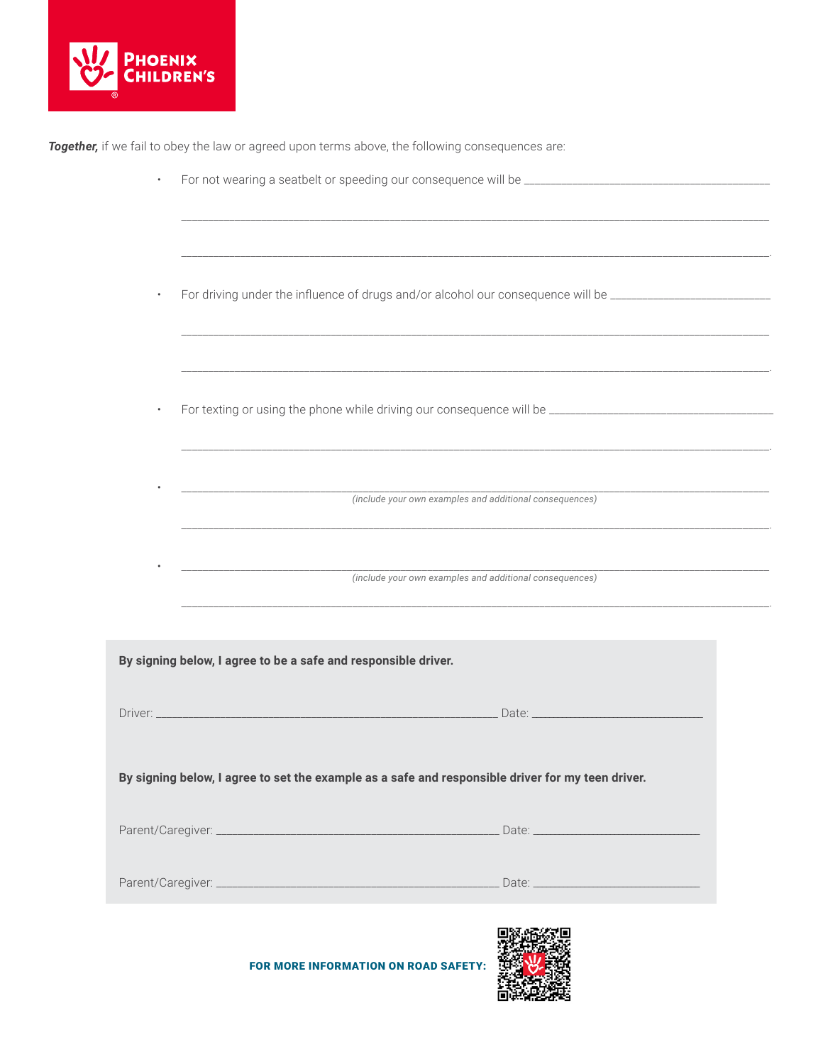***Together,*** if we fail to obey the law or agreed upon terms above, the following consequences are:

- For not wearing a seatbelt or speeding our consequence will be ________________________________________

  ______________________________________________________________________________

  ______________________________________________________________________________.

- For driving under the influence of drugs and/or alcohol our consequence will be ___________________________

  ______________________________________________________________________________

  ______________________________________________________________________________.

- For texting or using the phone while driving our consequence will be ____________________________________

  ______________________________________________________________________________.

- ______________________________________________________________________________
  *(include your own examples and additional consequences)*

  ______________________________________________________________________________.

- ______________________________________________________________________________
  *(include your own examples and additional consequences)*

  ______________________________________________________________________________.

**By signing below, I agree to be a safe and responsible driver.**

Driver: ________________________________________________ Date: ___________________________

**By signing below, I agree to set the example as a safe and responsible driver for my teen driver.**

Parent/Caregiver: ______________________________________ Date: ___________________________

Parent/Caregiver: ______________________________________ Date: ___________________________

**FOR MORE INFORMATION ON ROAD SAFETY:**